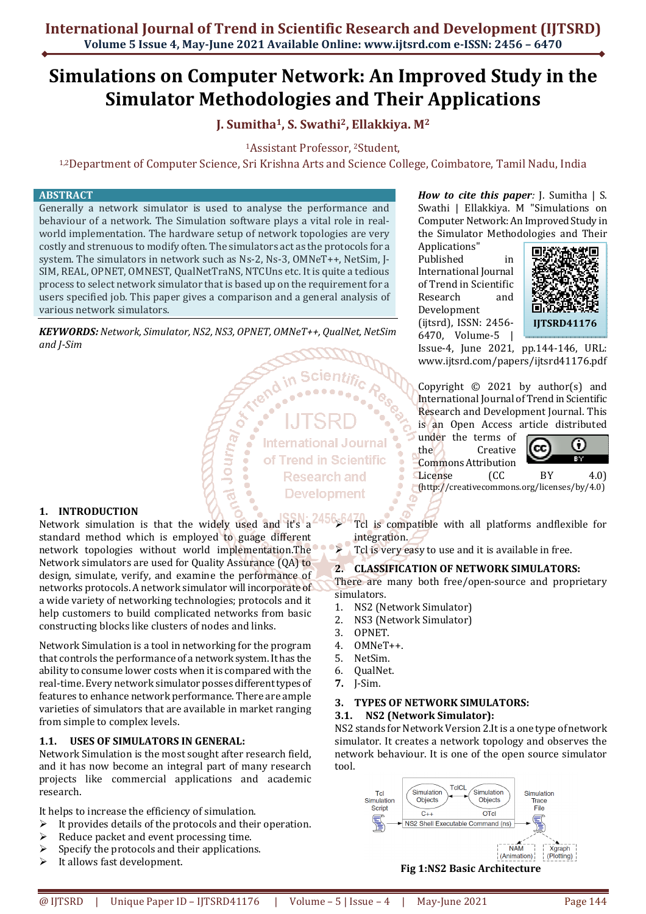# Simulations on Computer Network: An Improved Study in the Simulator Methodologies and Their Applications

**J. Sumitha[1], S. Swathi[2], Ellakkiya. M[2]**

[1]Assistant Professor, [2]Student,

[1,2]Department of Computer Science, Sri Krishna Arts and Science College, Coimbatore, Tamil Nadu, India

## ABSTRACT

Generally a network simulator is used to analyse the performance and behaviour of a network. The Simulation software plays a vital role in real-world implementation. The hardware setup of network topologies are very costly and strenuous to modify often. The simulators act as the protocols for a system. The simulators in network such as Ns-2, Ns-3, OMNeT++, NetSim, J-SIM, REAL, OPNET, OMNEST, QualNetTraNS, NTCUns etc. It is quite a tedious process to select network simulator that is based up on the requirement for a users specified job. This paper gives a comparison and a general analysis of various network simulators.

***KEYWORDS:*** *Network, Simulator, NS2, NS3, OPNET, OMNeT++, QualNet, NetSim and J-Sim*

***How to cite this paper:*** J. Sumitha | S. Swathi | Ellakkiya. M "Simulations on Computer Network: An Improved Study in the Simulator Methodologies and Their Applications" Published in International Journal of Trend in Scientific Research and Development (ijtsrd), ISSN: 2456-6470, Volume-5 | Issue-4, June 2021, pp.144-146, URL: www.ijtsrd.com/papers/ijtsrd41176.pdf

IJTSRD41176

Copyright © 2021 by author(s) and International Journal of Trend in Scientific Research and Development Journal. This is an Open Access article distributed under the terms of the Creative Commons Attribution License (CC BY 4.0) (http://creativecommons.org/licenses/by/4.0)

## 1. INTRODUCTION

Network simulation is that the widely used and it's a standard method which is employed to guage different network topologies without world implementation.The Network simulators are used for Quality Assurance (QA) to design, simulate, verify, and examine the performance of networks protocols. A network simulator will incorporate of a wide variety of networking technologies; protocols and it help customers to build complicated networks from basic constructing blocks like clusters of nodes and links.

Network Simulation is a tool in networking for the program that controls the performance of a network system. It has the ability to consume lower costs when it is compared with the real-time. Every network simulator posses different types of features to enhance network performance. There are ample varieties of simulators that are available in market ranging from simple to complex levels.

### 1.1. USES OF SIMULATORS IN GENERAL:

Network Simulation is the most sought after research field, and it has now become an integral part of many research projects like commercial applications and academic research.

It helps to increase the efficiency of simulation.

- It provides details of the protocols and their operation.
- Reduce packet and event processing time.
- Specify the protocols and their applications.
- It allows fast development.
- Tcl is compatible with all platforms andflexible for integration.
- Tcl is very easy to use and it is available in free.

## 2. CLASSIFICATION OF NETWORK SIMULATORS:

There are many both free/open-source and proprietary simulators.

1. NS2 (Network Simulator)
2. NS3 (Network Simulator)
3. OPNET.
4. OMNeT++.
5. NetSim.
6. QualNet.
7. J-Sim.

## 3. TYPES OF NETWORK SIMULATORS:

### 3.1. NS2 (Network Simulator):

NS2 stands for Network Version 2.It is a one type of network simulator. It creates a network topology and observes the network behaviour. It is one of the open source simulator tool.

**Fig 1:NS2 Basic Architecture**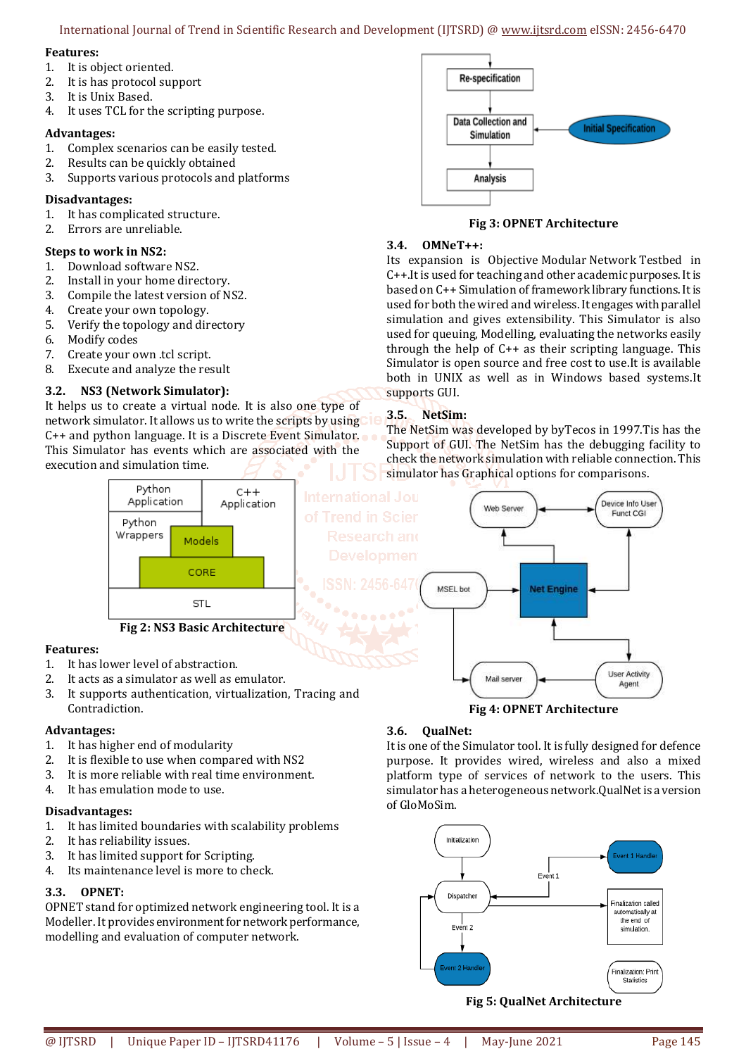**Features:**
1. It is object oriented.
2. It is has protocol support
3. It is Unix Based.
4. It uses TCL for the scripting purpose.

**Advantages:**
1. Complex scenarios can be easily tested.
2. Results can be quickly obtained
3. Supports various protocols and platforms

**Disadvantages:**
1. It has complicated structure.
2. Errors are unreliable.

**Steps to work in NS2:**
1. Download software NS2.
2. Install in your home directory.
3. Compile the latest version of NS2.
4. Create your own topology.
5. Verify the topology and directory
6. Modify codes
7. Create your own .tcl script.
8. Execute and analyze the result

### 3.2. NS3 (Network Simulator):

It helps us to create a virtual node. It is also one type of network simulator. It allows us to write the scripts by using C++ and python language. It is a Discrete Event Simulator. This Simulator has events which are associated with the execution and simulation time.

**Fig 2: NS3 Basic Architecture**

**Features:**
1. It has lower level of abstraction.
2. It acts as a simulator as well as emulator.
3. It supports authentication, virtualization, Tracing and Contradiction.

**Advantages:**
1. It has higher end of modularity
2. It is flexible to use when compared with NS2
3. It is more reliable with real time environment.
4. It has emulation mode to use.

**Disadvantages:**
1. It has limited boundaries with scalability problems
2. It has reliability issues.
3. It has limited support for Scripting.
4. Its maintenance level is more to check.

### 3.3. OPNET:

OPNET stand for optimized network engineering tool. It is a Modeller. It provides environment for network performance, modelling and evaluation of computer network.

**Fig 3: OPNET Architecture**

### 3.4. OMNeT++:

Its expansion is Objective Modular Network Testbed in C++.It is used for teaching and other academic purposes. It is based on C++ Simulation of framework library functions. It is used for both the wired and wireless. It engages with parallel simulation and gives extensibility. This Simulator is also used for queuing, Modelling, evaluating the networks easily through the help of C++ as their scripting language. This Simulator is open source and free cost to use.It is available both in UNIX as well as in Windows based systems.It supports GUI.

### 3.5. NetSim:

The NetSim was developed by byTecos in 1997.Tis has the Support of GUI. The NetSim has the debugging facility to check the network simulation with reliable connection. This simulator has Graphical options for comparisons.

**Fig 4: OPNET Architecture**

### 3.6. QualNet:

It is one of the Simulator tool. It is fully designed for defence purpose. It provides wired, wireless and also a mixed platform type of services of network to the users. This simulator has a heterogeneous network.QualNet is a version of GloMoSim.

**Fig 5: QualNet Architecture**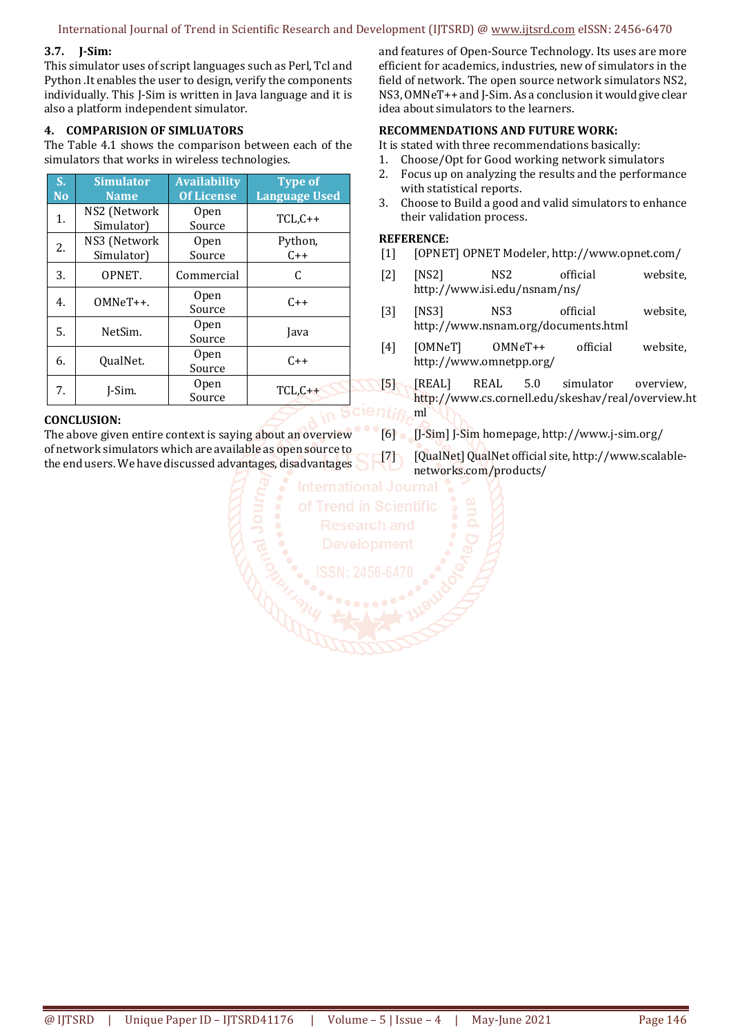### 3.7. J-Sim:

This simulator uses of script languages such as Perl, Tcl and Python .It enables the user to design, verify the components individually. This J-Sim is written in Java language and it is also a platform independent simulator.

## 4. COMPARISION OF SIMLUATORS

The Table 4.1 shows the comparison between each of the simulators that works in wireless technologies.

| S. No | Simulator Name | Availability Of License | Type of Language Used |
|---|---|---|---|
| 1. | NS2 (Network Simulator) | Open Source | TCL,C++ |
| 2. | NS3 (Network Simulator) | Open Source | Python, C++ |
| 3. | OPNET. | Commercial | C |
| 4. | OMNeT++. | Open Source | C++ |
| 5. | NetSim. | Open Source | Java |
| 6. | QualNet. | Open Source | C++ |
| 7. | J-Sim. | Open Source | TCL,C++ |

## CONCLUSION:

The above given entire context is saying about an overview of network simulators which are available as open source to the end users. We have discussed advantages, disadvantages and features of Open-Source Technology. Its uses are more efficient for academics, industries, new of simulators in the field of network. The open source network simulators NS2, NS3, OMNeT++ and J-Sim. As a conclusion it would give clear idea about simulators to the learners.

## RECOMMENDATIONS AND FUTURE WORK:

It is stated with three recommendations basically:

1. Choose/Opt for Good working network simulators
2. Focus up on analyzing the results and the performance with statistical reports.
3. Choose to Build a good and valid simulators to enhance their validation process.

## REFERENCE:

[1] [OPNET] OPNET Modeler, http://www.opnet.com/

[2] [NS2] NS2 official website, http://www.isi.edu/nsnam/ns/

[3] [NS3] NS3 official website, http://www.nsnam.org/documents.html

[4] [OMNeT] OMNeT++ official website, http://www.omnetpp.org/

[5] [REAL] REAL 5.0 simulator overview, http://www.cs.cornell.edu/skeshav/real/overview.html

[6] [J-Sim] J-Sim homepage, http://www.j-sim.org/

[7] [QualNet] QualNet official site, http://www.scalable-networks.com/products/